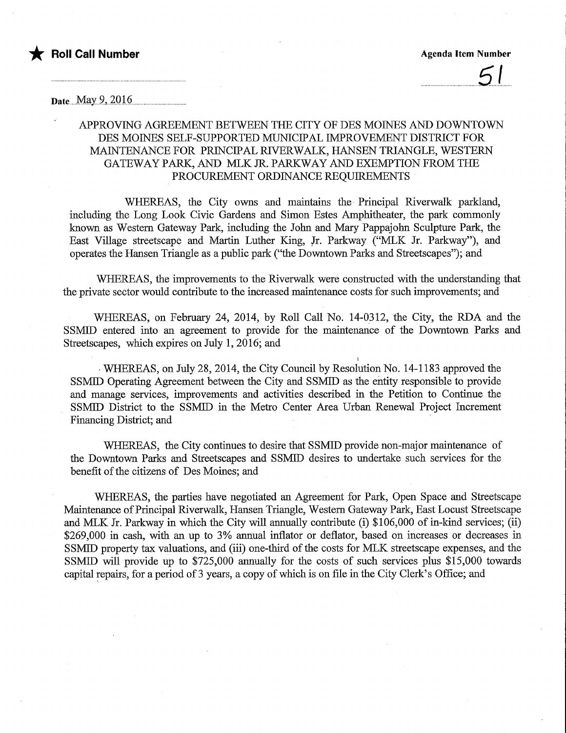★ **Roll Call Number**

**Agenda Item Number**

51

Date May 9, 2016

APPROVING AGREEMENT BETWEEN THE CITY OF DES MOINES AND DOWNTOWN DES MOINES SELF-SUPPORTED MUNICIPAL IMPROVEMENT DISTRICT FOR MAINTENANCE FOR PRINCIPAL RIVERWALK, HANSEN TRIANGLE, WESTERN GATEWAY PARK, AND MLK JR. PARKWAY AND EXEMPTION FROM THE PROCUREMENT ORDINANCE REQUIREMENTS

WHEREAS, the City owns and maintains the Principal Riverwalk parkland, including the Long Look Civic Gardens and Simon Estes Amphitheater, the park commonly known as Western Gateway Park, including the John and Mary Pappajohn Sculpture Park, the East Village streetscape and Martin Luther King, Jr. Parkway ("MLK Jr. Parkway"), and operates the Hansen Triangle as a public park ("the Downtown Parks and Streetscapes"); and

WHEREAS, the improvements to the Riverwalk were constructed with the understanding that the private sector would contribute to the increased maintenance costs for such improvements; and

WHEREAS, on February 24, 2014, by Roll Call No. 14-0312, the City, the RDA and the SSMID entered into an agreement to provide for the maintenance of the Downtown Parks and Streetscapes, which expires on July 1, 2016; and

WHEREAS, on July 28, 2014, the City Council by Resolution No. 14-1183 approved the SSMID Operating Agreement between the City and SSMID as the entity responsible to provide and manage services, improvements and activities described in the Petition to Continue the SSMID District to the SSMID in the Metro Center Area Urban Renewal Project Increment Financing District; and

WHEREAS, the City continues to desire that SSMID provide non-major maintenance of the Downtown Parks and Streetscapes and SSMID desires to undertake such services for the benefit of the citizens of Des Moines; and

WHEREAS, the parties have negotiated an Agreement for Park, Open Space and Streetscape Maintenance of Principal Riverwalk, Hansen Triangle, Western Gateway Park, East Locust Streetscape and MLK Jr. Parkway in which the City will annually contribute (i) $106,000 of in-kind services; (ii) $269,000 in cash, with an up to 3% annual inflator or deflator, based on increases or decreases in SSMID property tax valuations, and (iii) one-third of the costs for MLK streetscape expenses, and the SSMID will provide up to $725,000 annually for the costs of such services plus $15,000 towards capital repairs, for a period of 3 years, a copy of which is on file in the City Clerk's Office; and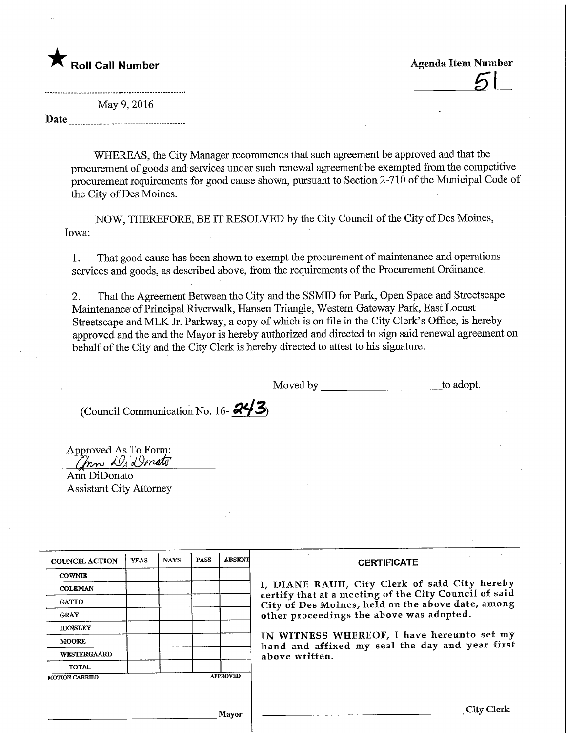★ **Roll Call Number**

**Agenda Item Number**

51

Date May 9, 2016

WHEREAS, the City Manager recommends that such agreement be approved and that the procurement of goods and services under such renewal agreement be exempted from the competitive procurement requirements for good cause shown, pursuant to Section 2-710 of the Municipal Code of the City of Des Moines.

NOW, THEREFORE, BE IT RESOLVED by the City Council of the City of Des Moines, Iowa:

1. That good cause has been shown to exempt the procurement of maintenance and operations services and goods, as described above, from the requirements of the Procurement Ordinance.

2. That the Agreement Between the City and the SSMID for Park, Open Space and Streetscape Maintenance of Principal Riverwalk, Hansen Triangle, Western Gateway Park, East Locust Streetscape and MLK Jr. Parkway, a copy of which is on file in the City Clerk's Office, is hereby approved and the and the Mayor is hereby authorized and directed to sign said renewal agreement on behalf of the City and the City Clerk is hereby directed to attest to his signature.

Moved by ____________________ to adopt.

(Council Communication No. 16- 243)

Approved As To Form:
Ann DiDonato
Ann DiDonato
Assistant City Attorney

| COUNCIL ACTION | YEAS | NAYS | PASS | ABSENT |
|---|---|---|---|---|
| COWNIE | | | | |
| COLEMAN | | | | |
| GATTO | | | | |
| GRAY | | | | |
| HENSLEY | | | | |
| MOORE | | | | |
| WESTERGAARD | | | | |
| TOTAL | | | | |

MOTION CARRIED APPROVED

____________________ Mayor

**CERTIFICATE**

I, DIANE RAUH, City Clerk of said City hereby certify that at a meeting of the City Council of said City of Des Moines, held on the above date, among other proceedings the above was adopted.

IN WITNESS WHEREOF, I have hereunto set my hand and affixed my seal the day and year first above written.

____________________ City Clerk